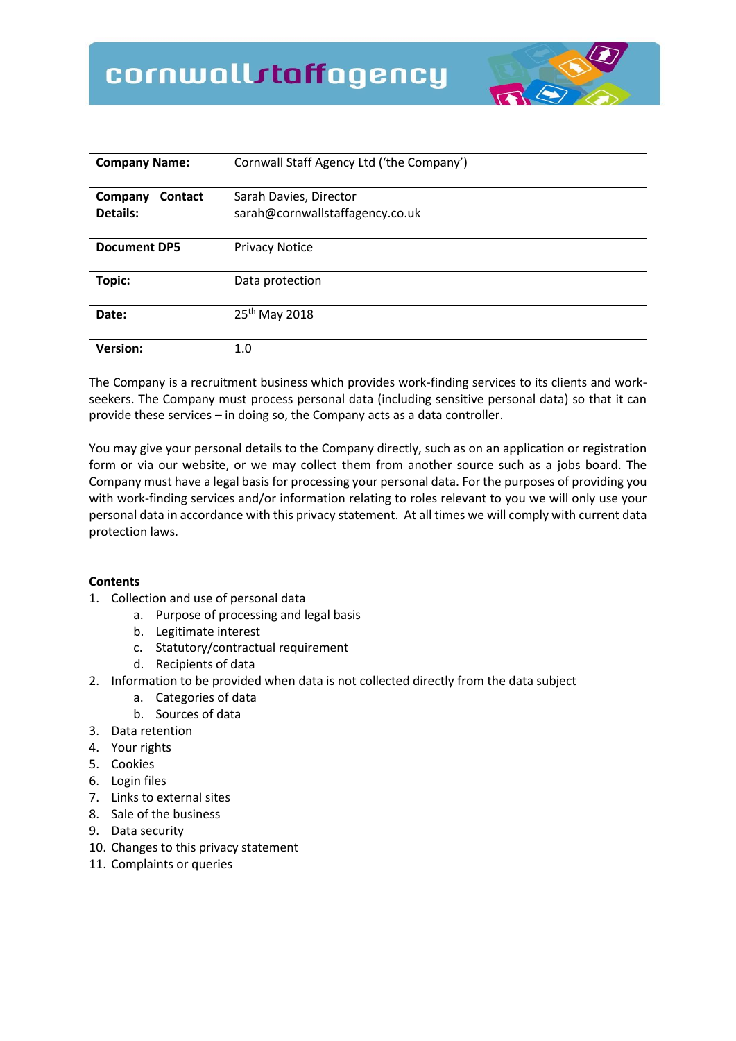cornwallstaffagency

| **Company Name:** | Cornwall Staff Agency Ltd ('the Company') |
|---|---|
| **Company Contact Details:** | Sarah Davies, Director<br>sarah@cornwallstaffagency.co.uk |
| **Document DP5** | Privacy Notice |
| **Topic:** | Data protection |
| **Date:** | 25th May 2018 |
| **Version:** | 1.0 |

The Company is a recruitment business which provides work-finding services to its clients and work-seekers. The Company must process personal data (including sensitive personal data) so that it can provide these services – in doing so, the Company acts as a data controller.

You may give your personal details to the Company directly, such as on an application or registration form or via our website, or we may collect them from another source such as a jobs board. The Company must have a legal basis for processing your personal data. For the purposes of providing you with work-finding services and/or information relating to roles relevant to you we will only use your personal data in accordance with this privacy statement. At all times we will comply with current data protection laws.

**Contents**

1. Collection and use of personal data
    a. Purpose of processing and legal basis
    b. Legitimate interest
    c. Statutory/contractual requirement
    d. Recipients of data
2. Information to be provided when data is not collected directly from the data subject
    a. Categories of data
    b. Sources of data
3. Data retention
4. Your rights
5. Cookies
6. Login files
7. Links to external sites
8. Sale of the business
9. Data security
10. Changes to this privacy statement
11. Complaints or queries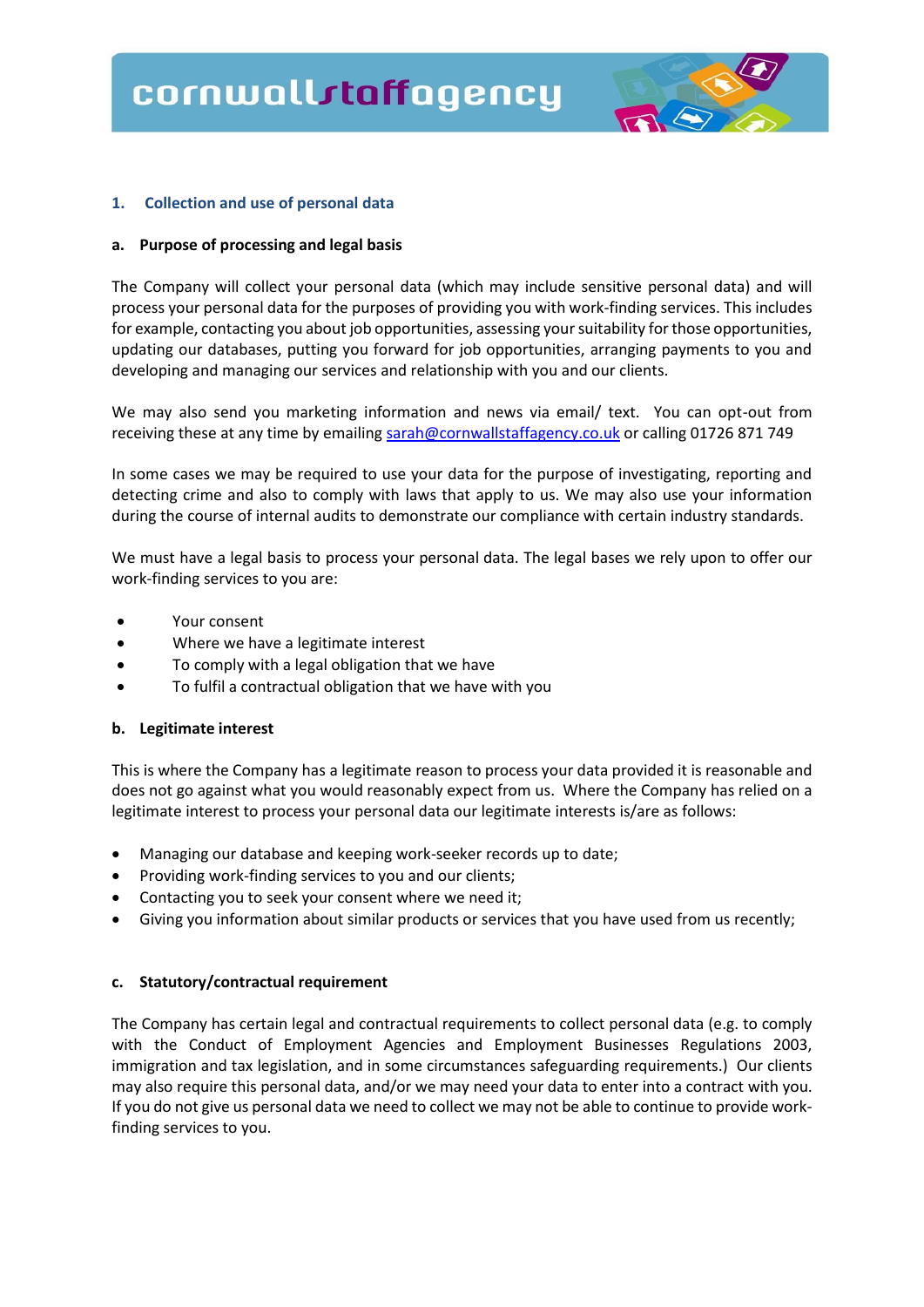## 1. Collection and use of personal data

### a. Purpose of processing and legal basis

The Company will collect your personal data (which may include sensitive personal data) and will process your personal data for the purposes of providing you with work-finding services. This includes for example, contacting you about job opportunities, assessing your suitability for those opportunities, updating our databases, putting you forward for job opportunities, arranging payments to you and developing and managing our services and relationship with you and our clients.

We may also send you marketing information and news via email/ text. You can opt-out from receiving these at any time by emailing sarah@cornwallstaffagency.co.uk or calling 01726 871 749

In some cases we may be required to use your data for the purpose of investigating, reporting and detecting crime and also to comply with laws that apply to us. We may also use your information during the course of internal audits to demonstrate our compliance with certain industry standards.

We must have a legal basis to process your personal data. The legal bases we rely upon to offer our work-finding services to you are:

- Your consent
- Where we have a legitimate interest
- To comply with a legal obligation that we have
- To fulfil a contractual obligation that we have with you

### b. Legitimate interest

This is where the Company has a legitimate reason to process your data provided it is reasonable and does not go against what you would reasonably expect from us. Where the Company has relied on a legitimate interest to process your personal data our legitimate interests is/are as follows:

- Managing our database and keeping work-seeker records up to date;
- Providing work-finding services to you and our clients;
- Contacting you to seek your consent where we need it;
- Giving you information about similar products or services that you have used from us recently;

### c. Statutory/contractual requirement

The Company has certain legal and contractual requirements to collect personal data (e.g. to comply with the Conduct of Employment Agencies and Employment Businesses Regulations 2003, immigration and tax legislation, and in some circumstances safeguarding requirements.) Our clients may also require this personal data, and/or we may need your data to enter into a contract with you. If you do not give us personal data we need to collect we may not be able to continue to provide work-finding services to you.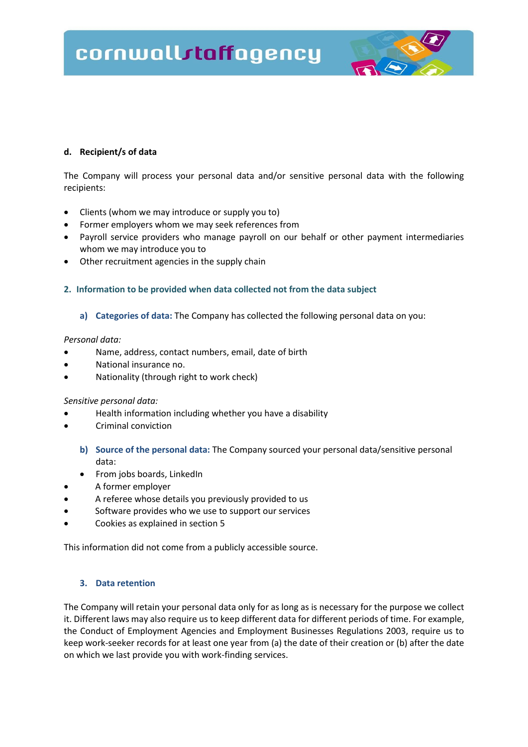#### d. Recipient/s of data

The Company will process your personal data and/or sensitive personal data with the following recipients:

- Clients (whom we may introduce or supply you to)
- Former employers whom we may seek references from
- Payroll service providers who manage payroll on our behalf or other payment intermediaries whom we may introduce you to
- Other recruitment agencies in the supply chain

### 2. Information to be provided when data collected not from the data subject

**a) Categories of data:** The Company has collected the following personal data on you:

*Personal data:*

- Name, address, contact numbers, email, date of birth
- National insurance no.
- Nationality (through right to work check)

*Sensitive personal data:*

- Health information including whether you have a disability
- Criminal conviction

**b) Source of the personal data:** The Company sourced your personal data/sensitive personal data:

- From jobs boards, LinkedIn
- A former employer
- A referee whose details you previously provided to us
- Software provides who we use to support our services
- Cookies as explained in section 5

This information did not come from a publicly accessible source.

### 3. Data retention

The Company will retain your personal data only for as long as is necessary for the purpose we collect it. Different laws may also require us to keep different data for different periods of time. For example, the Conduct of Employment Agencies and Employment Businesses Regulations 2003, require us to keep work-seeker records for at least one year from (a) the date of their creation or (b) after the date on which we last provide you with work-finding services.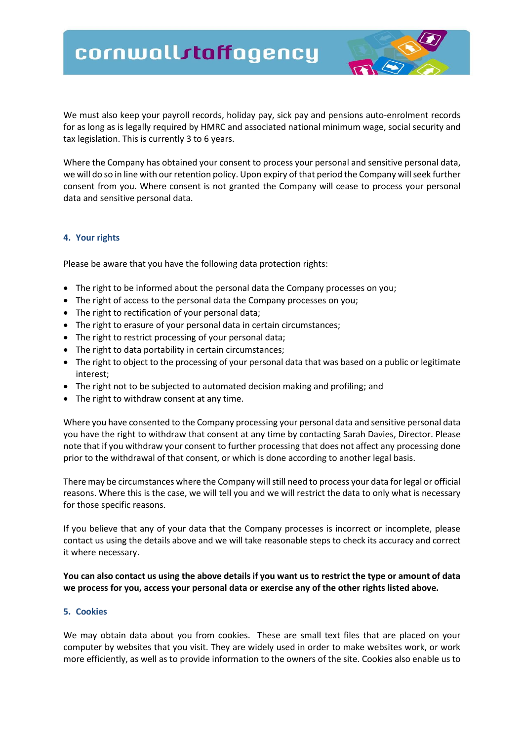We must also keep your payroll records, holiday pay, sick pay and pensions auto-enrolment records for as long as is legally required by HMRC and associated national minimum wage, social security and tax legislation. This is currently 3 to 6 years.

Where the Company has obtained your consent to process your personal and sensitive personal data, we will do so in line with our retention policy. Upon expiry of that period the Company will seek further consent from you. Where consent is not granted the Company will cease to process your personal data and sensitive personal data.

## 4. Your rights

Please be aware that you have the following data protection rights:

- The right to be informed about the personal data the Company processes on you;
- The right of access to the personal data the Company processes on you;
- The right to rectification of your personal data;
- The right to erasure of your personal data in certain circumstances;
- The right to restrict processing of your personal data;
- The right to data portability in certain circumstances;
- The right to object to the processing of your personal data that was based on a public or legitimate interest;
- The right not to be subjected to automated decision making and profiling; and
- The right to withdraw consent at any time.

Where you have consented to the Company processing your personal data and sensitive personal data you have the right to withdraw that consent at any time by contacting Sarah Davies, Director. Please note that if you withdraw your consent to further processing that does not affect any processing done prior to the withdrawal of that consent, or which is done according to another legal basis.

There may be circumstances where the Company will still need to process your data for legal or official reasons. Where this is the case, we will tell you and we will restrict the data to only what is necessary for those specific reasons.

If you believe that any of your data that the Company processes is incorrect or incomplete, please contact us using the details above and we will take reasonable steps to check its accuracy and correct it where necessary.

**You can also contact us using the above details if you want us to restrict the type or amount of data we process for you, access your personal data or exercise any of the other rights listed above.**

## 5. Cookies

We may obtain data about you from cookies. These are small text files that are placed on your computer by websites that you visit. They are widely used in order to make websites work, or work more efficiently, as well as to provide information to the owners of the site. Cookies also enable us to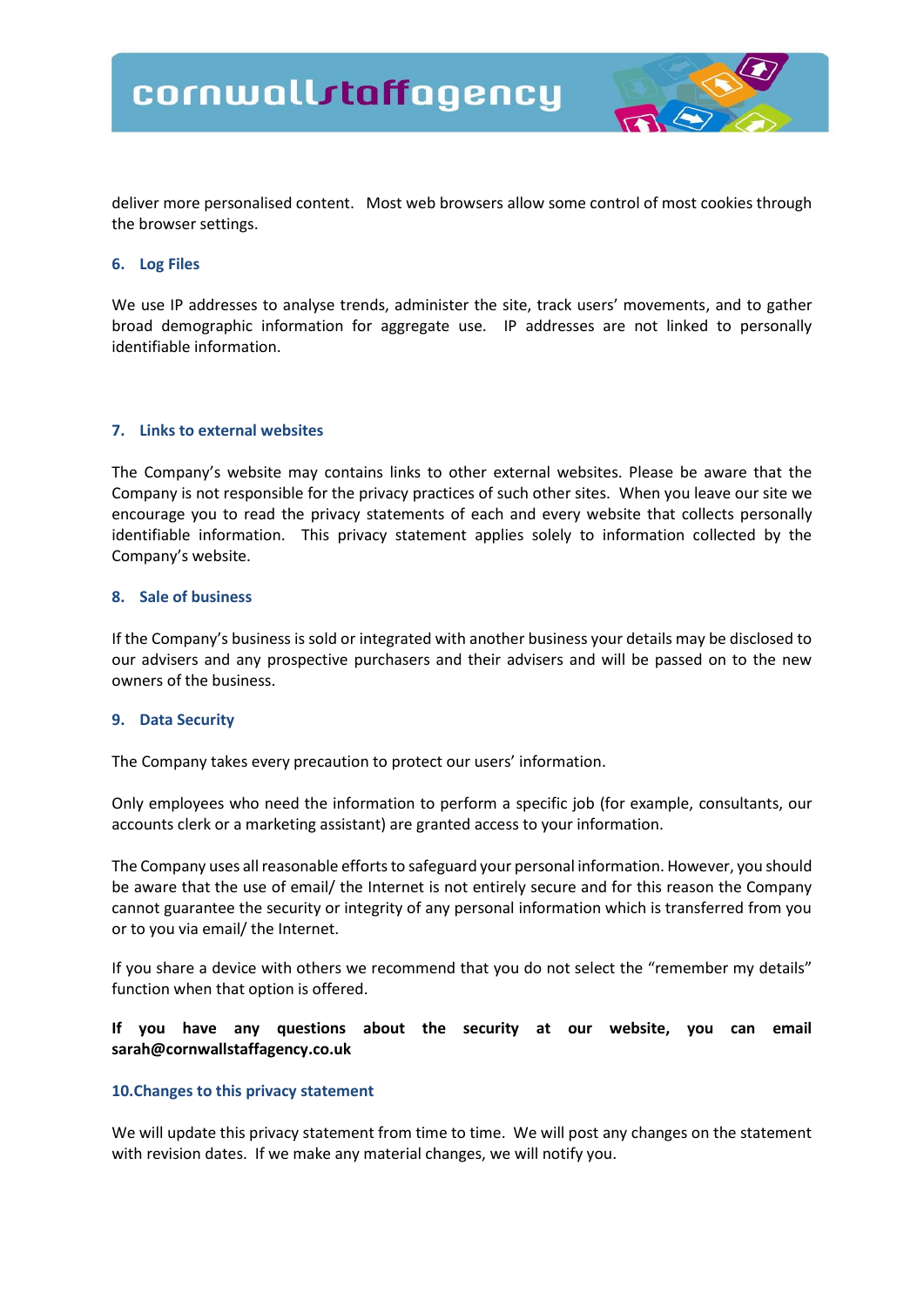deliver more personalised content. Most web browsers allow some control of most cookies through the browser settings.

## 6. Log Files

We use IP addresses to analyse trends, administer the site, track users' movements, and to gather broad demographic information for aggregate use. IP addresses are not linked to personally identifiable information.

## 7. Links to external websites

The Company's website may contains links to other external websites. Please be aware that the Company is not responsible for the privacy practices of such other sites. When you leave our site we encourage you to read the privacy statements of each and every website that collects personally identifiable information. This privacy statement applies solely to information collected by the Company's website.

## 8. Sale of business

If the Company's business is sold or integrated with another business your details may be disclosed to our advisers and any prospective purchasers and their advisers and will be passed on to the new owners of the business.

## 9. Data Security

The Company takes every precaution to protect our users' information.

Only employees who need the information to perform a specific job (for example, consultants, our accounts clerk or a marketing assistant) are granted access to your information.

The Company uses all reasonable efforts to safeguard your personal information. However, you should be aware that the use of email/ the Internet is not entirely secure and for this reason the Company cannot guarantee the security or integrity of any personal information which is transferred from you or to you via email/ the Internet.

If you share a device with others we recommend that you do not select the "remember my details" function when that option is offered.

**If you have any questions about the security at our website, you can email sarah@cornwallstaffagency.co.uk**

## 10. Changes to this privacy statement

We will update this privacy statement from time to time. We will post any changes on the statement with revision dates. If we make any material changes, we will notify you.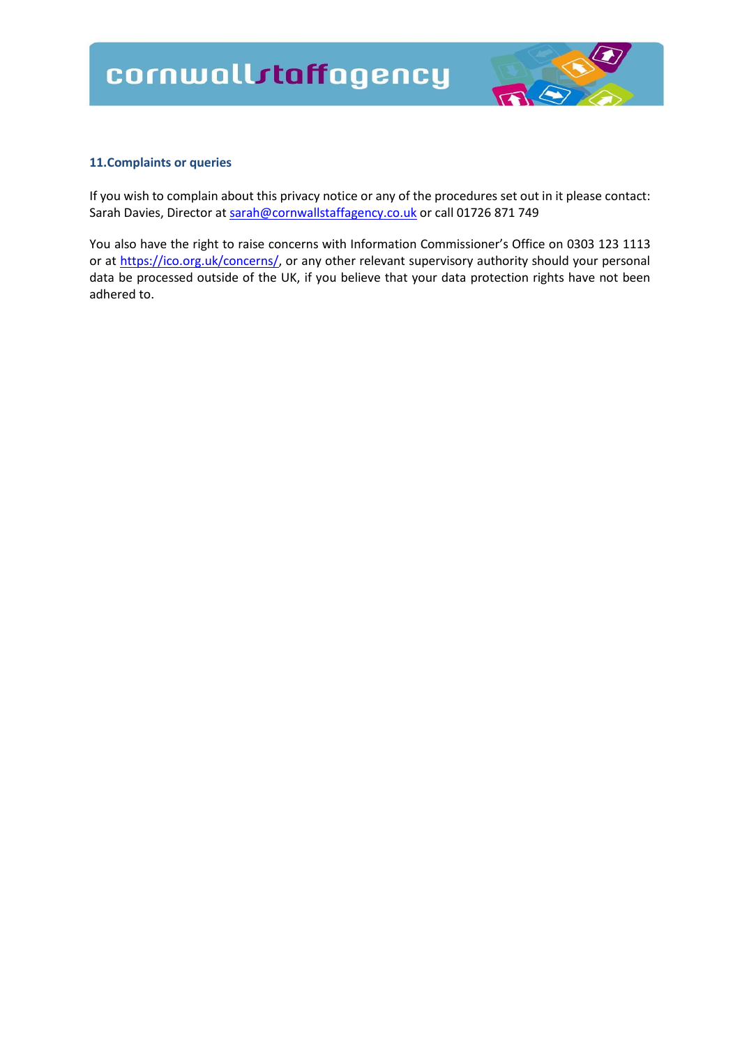## 11.Complaints or queries

If you wish to complain about this privacy notice or any of the procedures set out in it please contact: Sarah Davies, Director at sarah@cornwallstaffagency.co.uk or call 01726 871 749

You also have the right to raise concerns with Information Commissioner's Office on 0303 123 1113 or at https://ico.org.uk/concerns/, or any other relevant supervisory authority should your personal data be processed outside of the UK, if you believe that your data protection rights have not been adhered to.